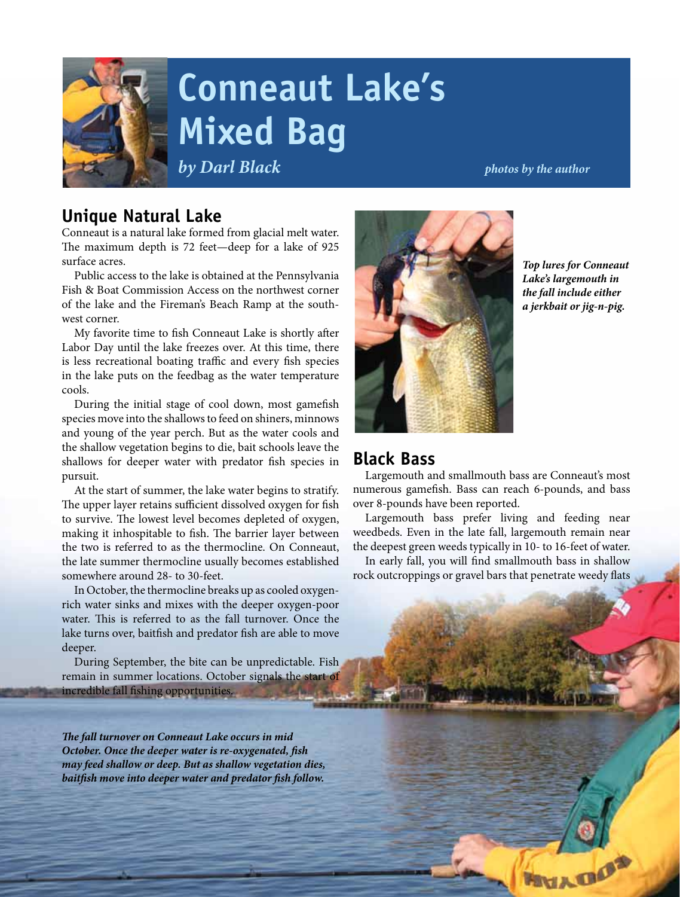# Conneaut Lake's Mixed Bag

*by Darl Black*

*photos by the author*

## Unique Natural Lake

Conneaut is a natural lake formed from glacial melt water. The maximum depth is 72 feet—deep for a lake of 925 surface acres.

Public access to the lake is obtained at the Pennsylvania Fish & Boat Commission Access on the northwest corner of the lake and the Fireman's Beach Ramp at the southwest corner.

My favorite time to fish Conneaut Lake is shortly after Labor Day until the lake freezes over. At this time, there is less recreational boating traffic and every fish species in the lake puts on the feedbag as the water temperature cools.

During the initial stage of cool down, most gamefish species move into the shallows to feed on shiners, minnows and young of the year perch. But as the water cools and the shallow vegetation begins to die, bait schools leave the shallows for deeper water with predator fish species in pursuit.

At the start of summer, the lake water begins to stratify. The upper layer retains sufficient dissolved oxygen for fish to survive. The lowest level becomes depleted of oxygen, making it inhospitable to fish. The barrier layer between the two is referred to as the thermocline. On Conneaut, the late summer thermocline usually becomes established somewhere around 28- to 30-feet.

In October, the thermocline breaks up as cooled oxygen-rich water sinks and mixes with the deeper oxygen-poor water. This is referred to as the fall turnover. Once the lake turns over, baitfish and predator fish are able to move deeper.

During September, the bite can be unpredictable. Fish remain in summer locations. October signals the start of incredible fall fishing opportunities.

***The fall turnover on Conneaut Lake occurs in mid October. Once the deeper water is re-oxygenated, fish may feed shallow or deep. But as shallow vegetation dies, baitfish move into deeper water and predator fish follow.***

***Top lures for Conneaut Lake's largemouth in the fall include either a jerkbait or jig-n-pig.***

## Black Bass

Largemouth and smallmouth bass are Conneaut's most numerous gamefish. Bass can reach 6-pounds, and bass over 8-pounds have been reported.

Largemouth bass prefer living and feeding near weedbeds. Even in the late fall, largemouth remain near the deepest green weeds typically in 10- to 16-feet of water.

In early fall, you will find smallmouth bass in shallow rock outcroppings or gravel bars that penetrate weedy flats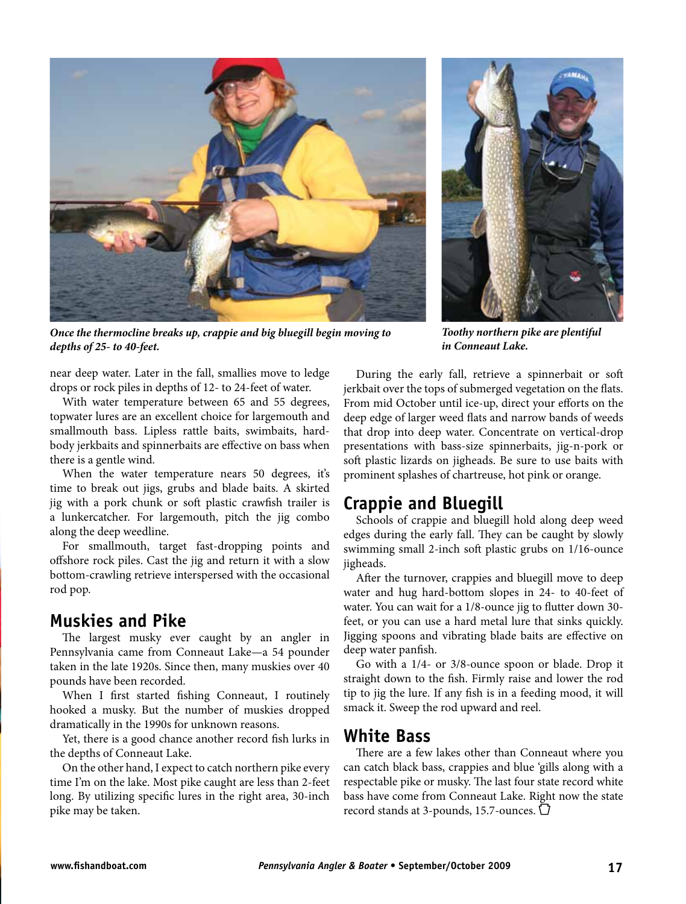*Once the thermocline breaks up, crappie and big bluegill begin moving to depths of 25- to 40-feet.*

*Toothy northern pike are plentiful in Conneaut Lake.*

near deep water. Later in the fall, smallies move to ledge drops or rock piles in depths of 12- to 24-feet of water.

With water temperature between 65 and 55 degrees, topwater lures are an excellent choice for largemouth and smallmouth bass. Lipless rattle baits, swimbaits, hard-body jerkbaits and spinnerbaits are effective on bass when there is a gentle wind.

When the water temperature nears 50 degrees, it's time to break out jigs, grubs and blade baits. A skirted jig with a pork chunk or soft plastic crawfish trailer is a lunkercatcher. For largemouth, pitch the jig combo along the deep weedline.

For smallmouth, target fast-dropping points and offshore rock piles. Cast the jig and return it with a slow bottom-crawling retrieve interspersed with the occasional rod pop.

## Muskies and Pike

The largest musky ever caught by an angler in Pennsylvania came from Conneaut Lake—a 54 pounder taken in the late 1920s. Since then, many muskies over 40 pounds have been recorded.

When I first started fishing Conneaut, I routinely hooked a musky. But the number of muskies dropped dramatically in the 1990s for unknown reasons.

Yet, there is a good chance another record fish lurks in the depths of Conneaut Lake.

On the other hand, I expect to catch northern pike every time I'm on the lake. Most pike caught are less than 2-feet long. By utilizing specific lures in the right area, 30-inch pike may be taken.

During the early fall, retrieve a spinnerbait or soft jerkbait over the tops of submerged vegetation on the flats. From mid October until ice-up, direct your efforts on the deep edge of larger weed flats and narrow bands of weeds that drop into deep water. Concentrate on vertical-drop presentations with bass-size spinnerbaits, jig-n-pork or soft plastic lizards on jigheads. Be sure to use baits with prominent splashes of chartreuse, hot pink or orange.

## Crappie and Bluegill

Schools of crappie and bluegill hold along deep weed edges during the early fall. They can be caught by slowly swimming small 2-inch soft plastic grubs on 1/16-ounce jigheads.

After the turnover, crappies and bluegill move to deep water and hug hard-bottom slopes in 24- to 40-feet of water. You can wait for a 1/8-ounce jig to flutter down 30-feet, or you can use a hard metal lure that sinks quickly. Jigging spoons and vibrating blade baits are effective on deep water panfish.

Go with a 1/4- or 3/8-ounce spoon or blade. Drop it straight down to the fish. Firmly raise and lower the rod tip to jig the lure. If any fish is in a feeding mood, it will smack it. Sweep the rod upward and reel.

## White Bass

There are a few lakes other than Conneaut where you can catch black bass, crappies and blue 'gills along with a respectable pike or musky. The last four state record white bass have come from Conneaut Lake. Right now the state record stands at 3-pounds, 15.7-ounces.